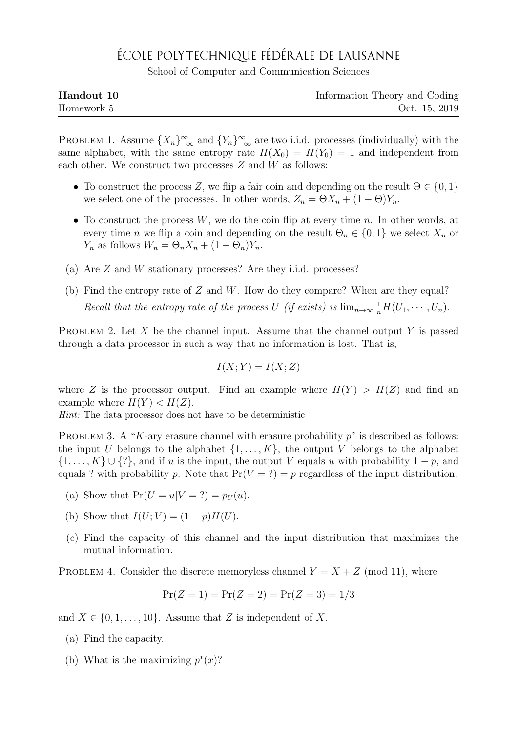# École polytechnique fédérale de Lausanne

School of Computer and Communication Sciences

**Handout 10** — Information Theory and Coding
Homework 5 — Oct. 15, 2019

---

**Problem 1.** Assume $\{X_n\}_{-\infty}^{\infty}$ and $\{Y_n\}_{-\infty}^{\infty}$ are two i.i.d. processes (individually) with the same alphabet, with the same entropy rate $H(X_0) = H(Y_0) = 1$ and independent from each other. We construct two processes $Z$ and $W$ as follows:

- To construct the process $Z$, we flip a fair coin and depending on the result $\Theta \in \{0, 1\}$ we select one of the processes. In other words, $Z_n = \Theta X_n + (1 - \Theta)Y_n$.
- To construct the process $W$, we do the coin flip at every time $n$. In other words, at every time $n$ we flip a coin and depending on the result $\Theta_n \in \{0, 1\}$ we select $X_n$ or $Y_n$ as follows $W_n = \Theta_n X_n + (1 - \Theta_n)Y_n$.

(a) Are $Z$ and $W$ stationary processes? Are they i.i.d. processes?

(b) Find the entropy rate of $Z$ and $W$. How do they compare? When are they equal?
*Recall that the entropy rate of the process $U$ (if exists) is $\lim_{n\to\infty} \frac{1}{n} H(U_1, \cdots, U_n)$.*

**Problem 2.** Let $X$ be the channel input. Assume that the channel output $Y$ is passed through a data processor in such a way that no information is lost. That is,

$$I(X;Y) = I(X;Z)$$

where $Z$ is the processor output. Find an example where $H(Y) > H(Z)$ and find an example where $H(Y) < H(Z)$.
*Hint:* The data processor does not have to be deterministic

**Problem 3.** A "$K$-ary erasure channel with erasure probability $p$" is described as follows: the input $U$ belongs to the alphabet $\{1, \dots, K\}$, the output $V$ belongs to the alphabet $\{1, \dots, K\} \cup \{?\}$, and if $u$ is the input, the output $V$ equals $u$ with probability $1 - p$, and equals ? with probability $p$. Note that $\Pr(V = ?) = p$ regardless of the input distribution.

(a) Show that $\Pr(U = u | V = ?) = p_U(u)$.

(b) Show that $I(U;V) = (1 - p)H(U)$.

(c) Find the capacity of this channel and the input distribution that maximizes the mutual information.

**Problem 4.** Consider the discrete memoryless channel $Y = X + Z \pmod{11}$, where

$$\Pr(Z = 1) = \Pr(Z = 2) = \Pr(Z = 3) = 1/3$$

and $X \in \{0, 1, \dots, 10\}$. Assume that $Z$ is independent of $X$.

(a) Find the capacity.

(b) What is the maximizing $p^*(x)$?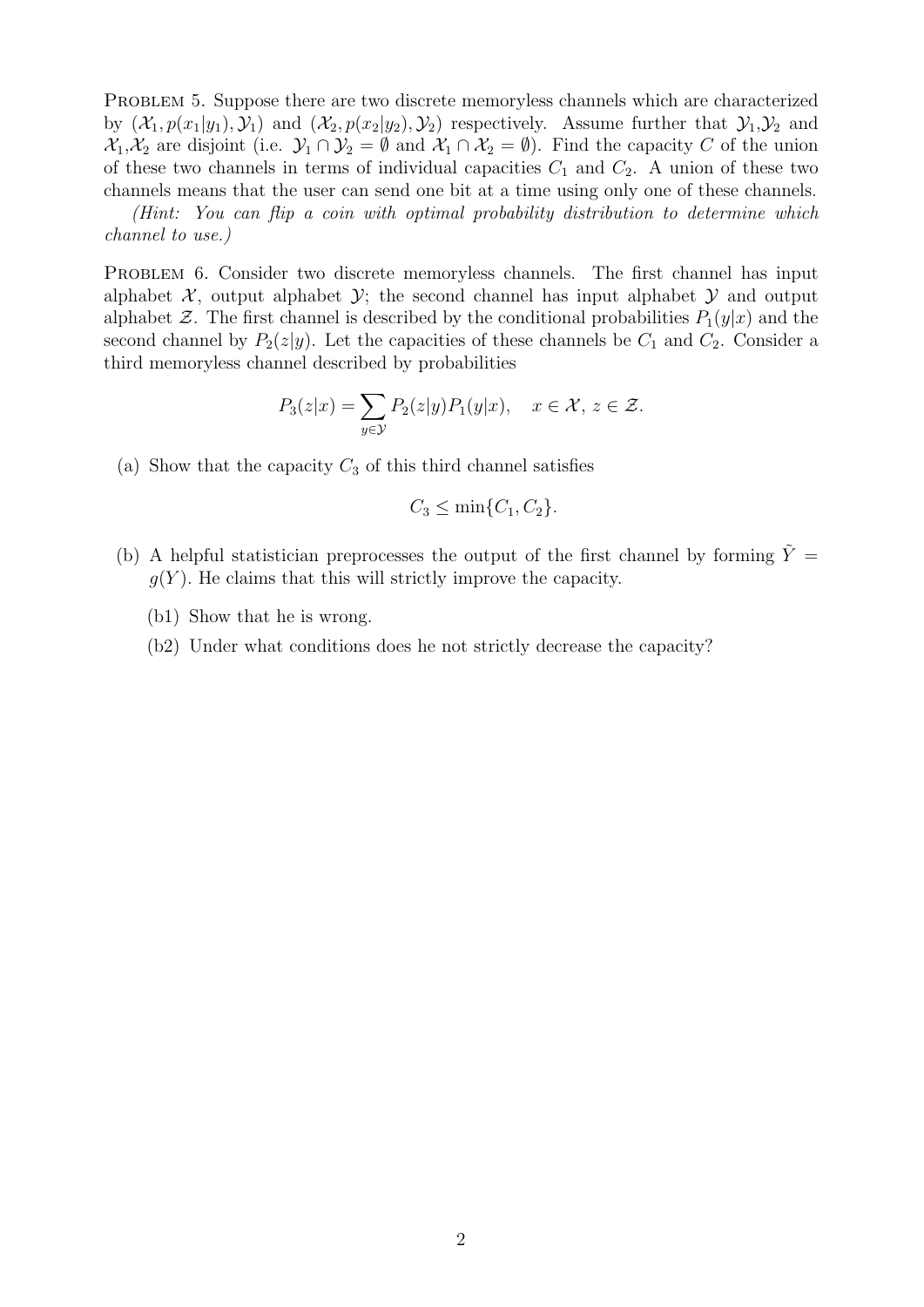Problem 5. Suppose there are two discrete memoryless channels which are characterized by $(\mathcal{X}_1, p(x_1|y_1), \mathcal{Y}_1)$ and $(\mathcal{X}_2, p(x_2|y_2), \mathcal{Y}_2)$ respectively. Assume further that $\mathcal{Y}_1$,$\mathcal{Y}_2$ and $\mathcal{X}_1$,$\mathcal{X}_2$ are disjoint (i.e. $\mathcal{Y}_1 \cap \mathcal{Y}_2 = \emptyset$ and $\mathcal{X}_1 \cap \mathcal{X}_2 = \emptyset$). Find the capacity $C$ of the union of these two channels in terms of individual capacities $C_1$ and $C_2$. A union of these two channels means that the user can send one bit at a time using only one of these channels.

*(Hint: You can flip a coin with optimal probability distribution to determine which channel to use.)*

Problem 6. Consider two discrete memoryless channels. The first channel has input alphabet $\mathcal{X}$, output alphabet $\mathcal{Y}$; the second channel has input alphabet $\mathcal{Y}$ and output alphabet $\mathcal{Z}$. The first channel is described by the conditional probabilities $P_1(y|x)$ and the second channel by $P_2(z|y)$. Let the capacities of these channels be $C_1$ and $C_2$. Consider a third memoryless channel described by probabilities

$$P_3(z|x) = \sum_{y \in \mathcal{Y}} P_2(z|y) P_1(y|x), \quad x \in \mathcal{X}, \, z \in \mathcal{Z}.$$

(a) Show that the capacity $C_3$ of this third channel satisfies

$$C_3 \leq \min\{C_1, C_2\}.$$

(b) A helpful statistician preprocesses the output of the first channel by forming $\tilde{Y} = g(Y)$. He claims that this will strictly improve the capacity.

(b1) Show that he is wrong.

(b2) Under what conditions does he not strictly decrease the capacity?